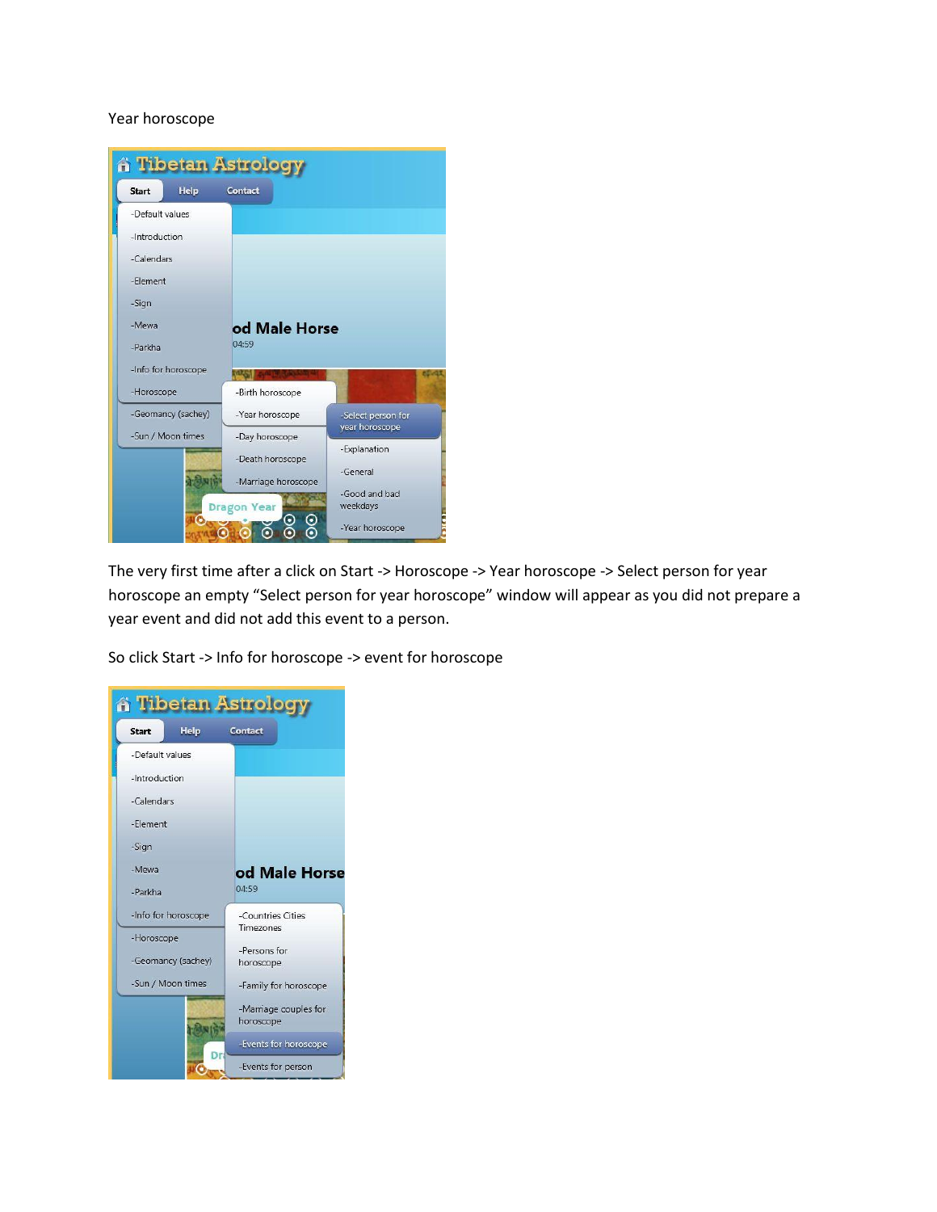Year horoscope

The very first time after a click on Start -> Horoscope -> Year horoscope -> Select person for year horoscope an empty "Select person for year horoscope" window will appear as you did not prepare a year event and did not add this event to a person.

So click Start -> Info for horoscope -> event for horoscope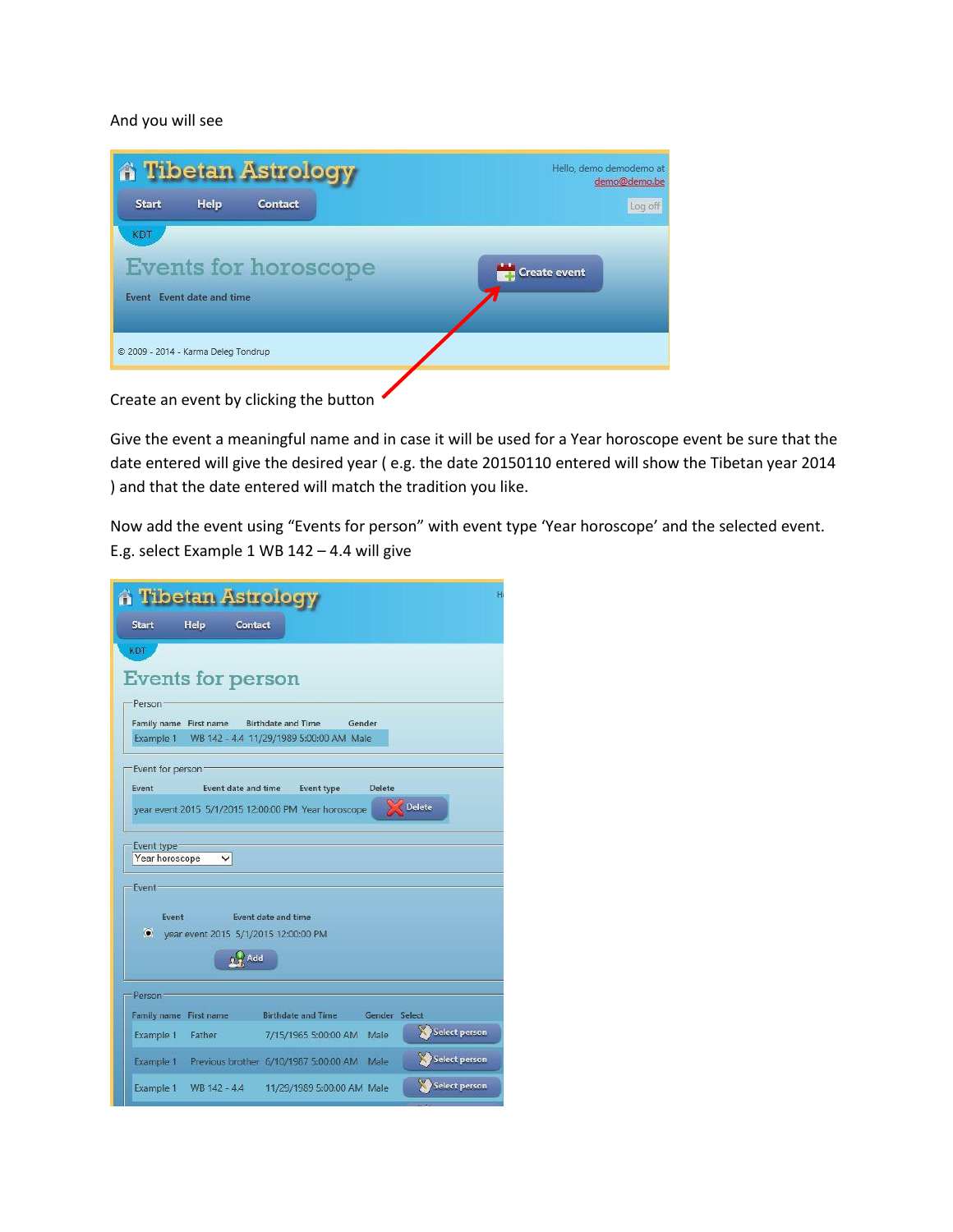And you will see

Create an event by clicking the button

Give the event a meaningful name and in case it will be used for a Year horoscope event be sure that the date entered will give the desired year ( e.g. the date 20150110 entered will show the Tibetan year 2014 ) and that the date entered will match the tradition you like.

Now add the event using “Events for person” with event type ‘Year horoscope’ and the selected event. E.g. select Example 1 WB 142 – 4.4 will give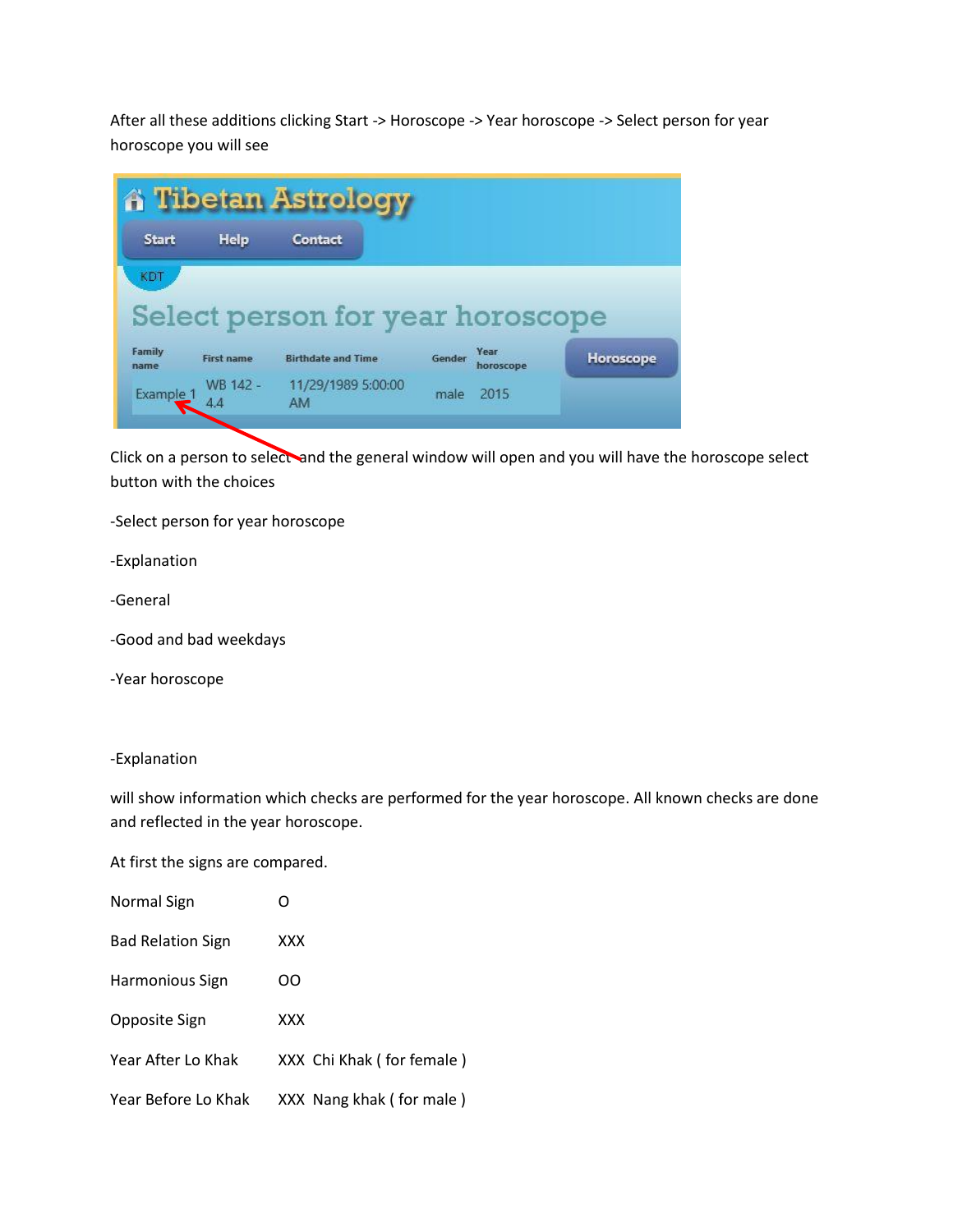After all these additions clicking Start -> Horoscope -> Year horoscope -> Select person for year horoscope you will see

Click on a person to select and the general window will open and you will have the horoscope select button with the choices

-Select person for year horoscope

-Explanation

-General

-Good and bad weekdays

-Year horoscope

-Explanation

will show information which checks are performed for the year horoscope. All known checks are done and reflected in the year horoscope.

At first the signs are compared.

| | |
|---|---|
| Normal Sign | O |
| Bad Relation Sign | XXX |
| Harmonious Sign | OO |
| Opposite Sign | XXX |
| Year After Lo Khak | XXX Chi Khak ( for female ) |
| Year Before Lo Khak | XXX Nang khak ( for male ) |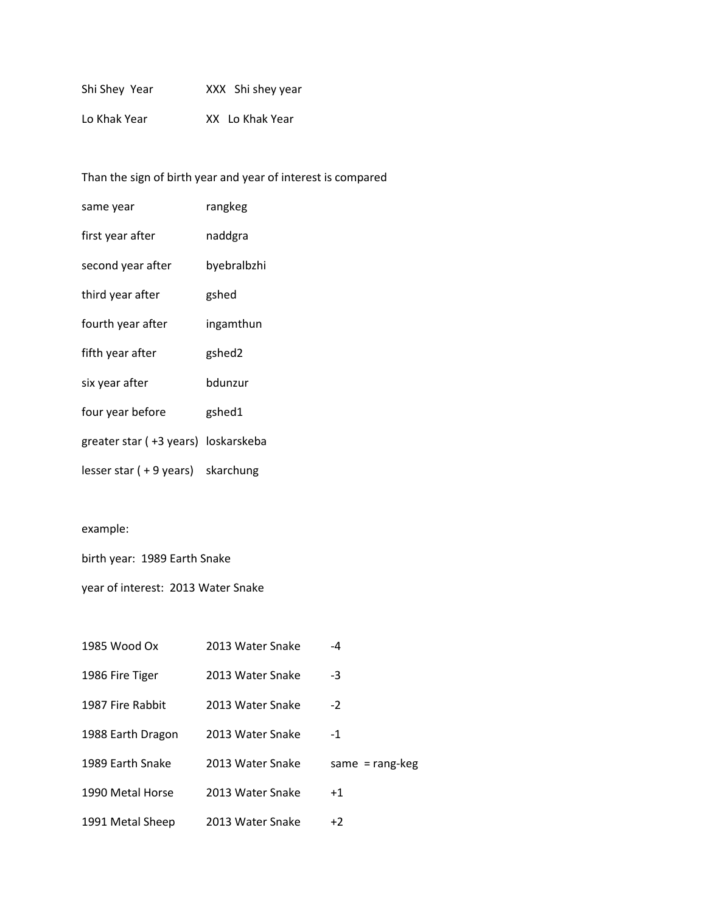| | |
|---|---|
| Shi Shey Year | XXX Shi shey year |
| Lo Khak Year | XX Lo Khak Year |

Than the sign of birth year and year of interest is compared

| | |
|---|---|
| same year | rangkeg |
| first year after | naddgra |
| second year after | byebralbzhi |
| third year after | gshed |
| fourth year after | ingamthun |
| fifth year after | gshed2 |
| six year after | bdunzur |
| four year before | gshed1 |
| greater star ( +3 years) | loskarskeba |
| lesser star ( + 9 years) | skarchung |

example:

birth year: 1989 Earth Snake

year of interest: 2013 Water Snake

| | | |
|---|---|---|
| 1985 Wood Ox | 2013 Water Snake | -4 |
| 1986 Fire Tiger | 2013 Water Snake | -3 |
| 1987 Fire Rabbit | 2013 Water Snake | -2 |
| 1988 Earth Dragon | 2013 Water Snake | -1 |
| 1989 Earth Snake | 2013 Water Snake | same = rang-keg |
| 1990 Metal Horse | 2013 Water Snake | +1 |
| 1991 Metal Sheep | 2013 Water Snake | +2 |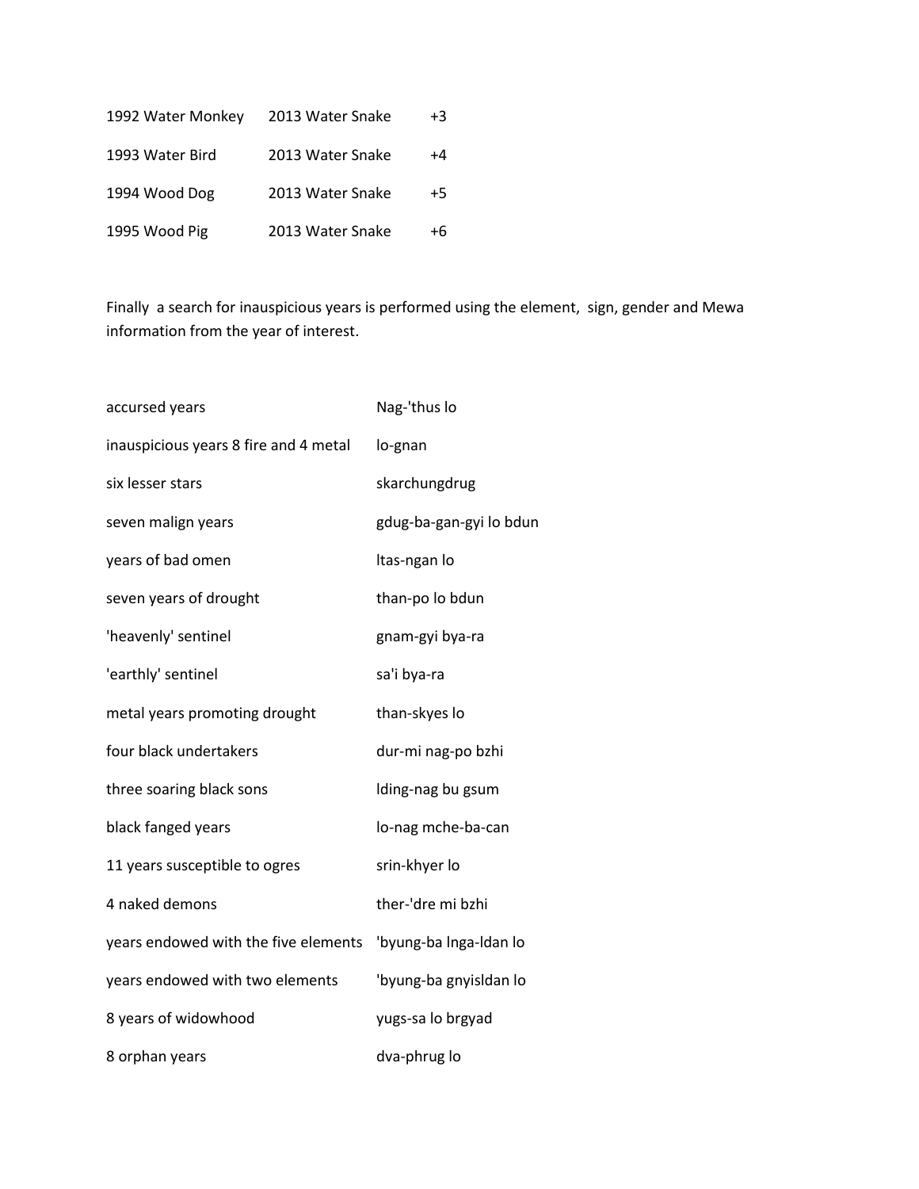| | | |
|---|---|---|
| 1992 Water Monkey | 2013 Water Snake | +3 |
| 1993 Water Bird | 2013 Water Snake | +4 |
| 1994 Wood Dog | 2013 Water Snake | +5 |
| 1995 Wood Pig | 2013 Water Snake | +6 |

Finally a search for inauspicious years is performed using the element, sign, gender and Mewa information from the year of interest.

| | |
|---|---|
| accursed years | Nag-'thus lo |
| inauspicious years 8 fire and 4 metal | lo-gnan |
| six lesser stars | skarchungdrug |
| seven malign years | gdug-ba-gan-gyi lo bdun |
| years of bad omen | ltas-ngan lo |
| seven years of drought | than-po lo bdun |
| 'heavenly' sentinel | gnam-gyi bya-ra |
| 'earthly' sentinel | sa'i bya-ra |
| metal years promoting drought | than-skyes lo |
| four black undertakers | dur-mi nag-po bzhi |
| three soaring black sons | lding-nag bu gsum |
| black fanged years | lo-nag mche-ba-can |
| 11 years susceptible to ogres | srin-khyer lo |
| 4 naked demons | ther-'dre mi bzhi |
| years endowed with the five elements | 'byung-ba lnga-ldan lo |
| years endowed with two elements | 'byung-ba gnyisldan lo |
| 8 years of widowhood | yugs-sa lo brgyad |
| 8 orphan years | dva-phrug lo |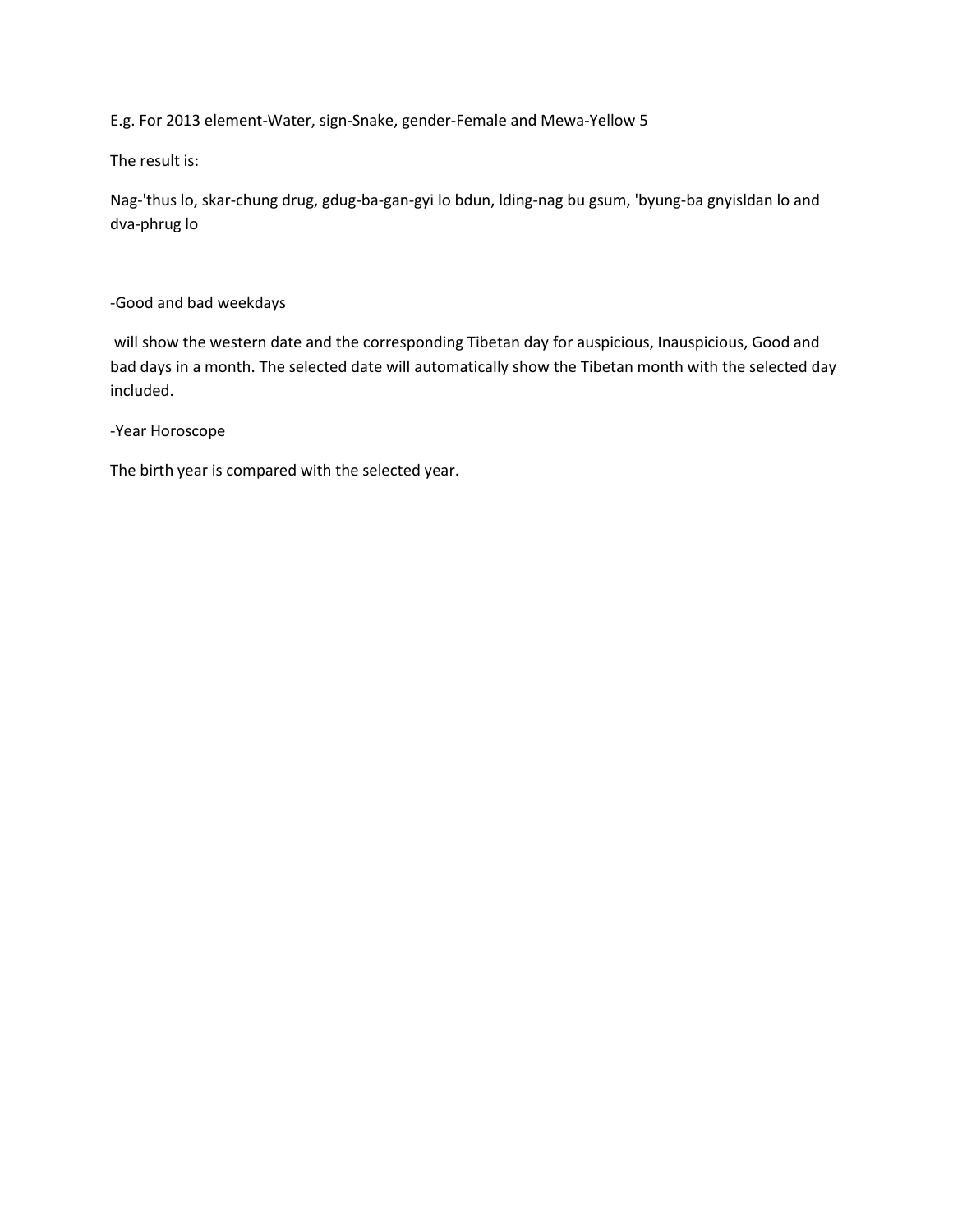E.g. For 2013 element-Water, sign-Snake, gender-Female and Mewa-Yellow 5

The result is:

Nag-'thus lo, skar-chung drug, gdug-ba-gan-gyi lo bdun, lding-nag bu gsum, 'byung-ba gnyisldan lo and dva-phrug lo

-Good and bad weekdays

will show the western date and the corresponding Tibetan day for auspicious, Inauspicious, Good and bad days in a month. The selected date will automatically show the Tibetan month with the selected day included.

-Year Horoscope

The birth year is compared with the selected year.